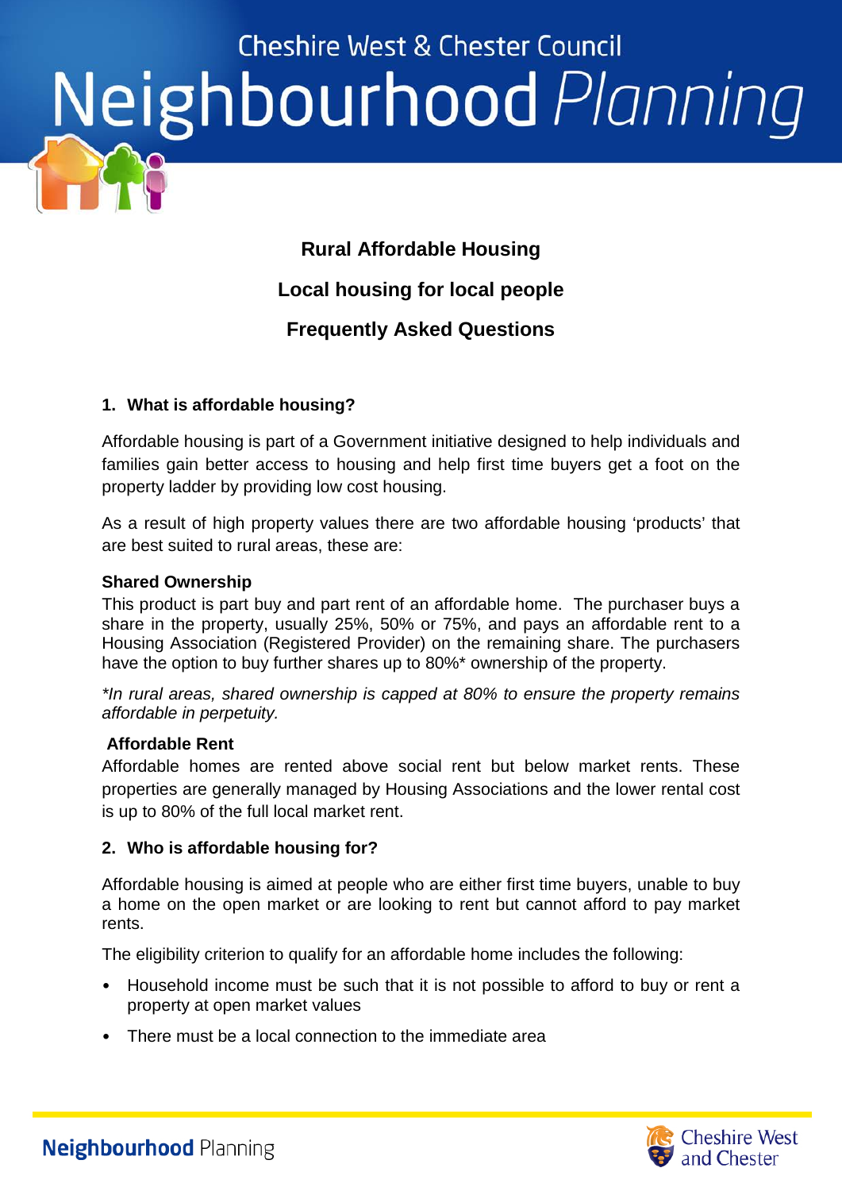# Rural Affordable Housing

## Local housing for local people

## Frequently Asked Questions

### 1. What is affordable housing?

Affordable housing is part of a Government initiative designed to help individuals and families gain better access to housing and help first time buyers get a foot on the property ladder by providing low cost housing.

As a result of high property values there are two affordable housing 'products' that are best suited to rural areas, these are:

**Shared Ownership**

This product is part buy and part rent of an affordable home. The purchaser buys a share in the property, usually 25%, 50% or 75%, and pays an affordable rent to a Housing Association (Registered Provider) on the remaining share. The purchasers have the option to buy further shares up to 80%* ownership of the property.

*\*In rural areas, shared ownership is capped at 80% to ensure the property remains affordable in perpetuity.*

**Affordable Rent**

Affordable homes are rented above social rent but below market rents. These properties are generally managed by Housing Associations and the lower rental cost is up to 80% of the full local market rent.

### 2. Who is affordable housing for?

Affordable housing is aimed at people who are either first time buyers, unable to buy a home on the open market or are looking to rent but cannot afford to pay market rents.

The eligibility criterion to qualify for an affordable home includes the following:

- Household income must be such that it is not possible to afford to buy or rent a property at open market values
- There must be a local connection to the immediate area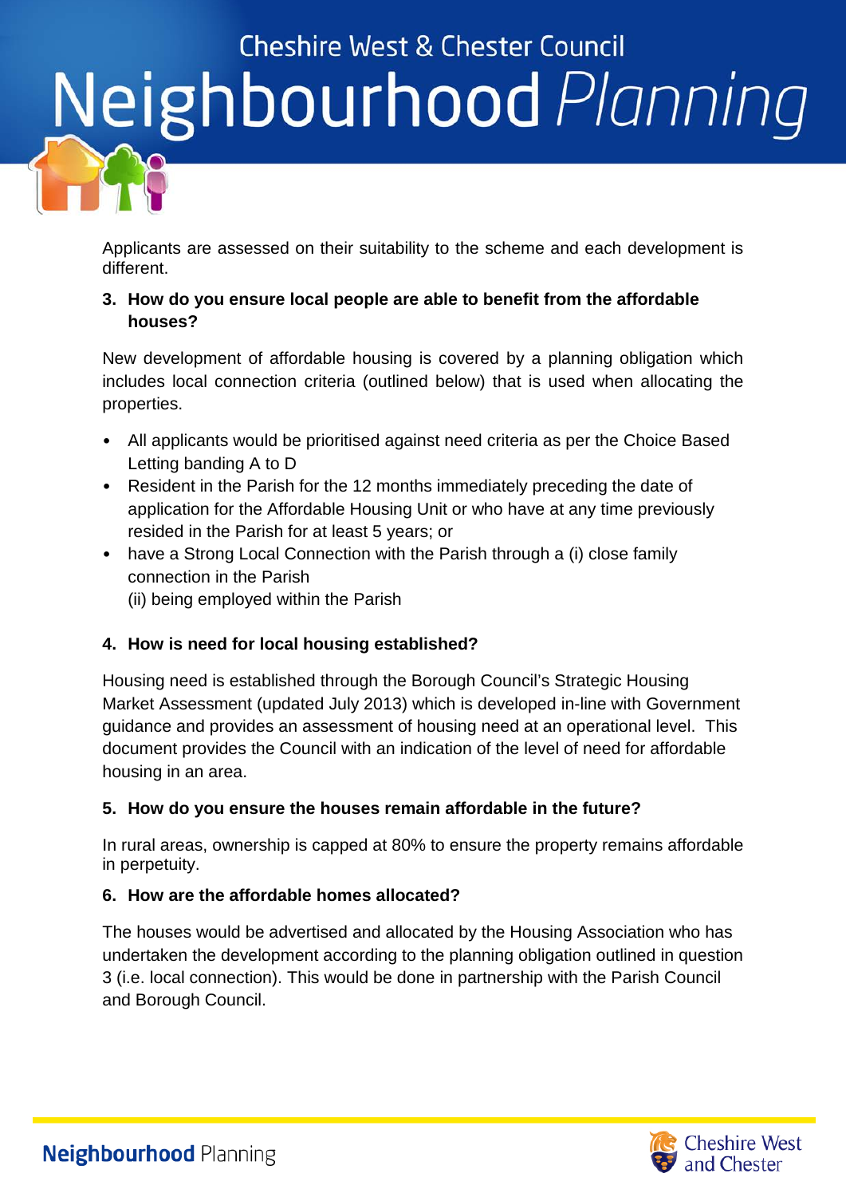Applicants are assessed on their suitability to the scheme and each development is different.

**3. How do you ensure local people are able to benefit from the affordable houses?**

New development of affordable housing is covered by a planning obligation which includes local connection criteria (outlined below) that is used when allocating the properties.

- All applicants would be prioritised against need criteria as per the Choice Based Letting banding A to D
- Resident in the Parish for the 12 months immediately preceding the date of application for the Affordable Housing Unit or who have at any time previously resided in the Parish for at least 5 years; or
- have a Strong Local Connection with the Parish through a (i) close family connection in the Parish
  (ii) being employed within the Parish

**4. How is need for local housing established?**

Housing need is established through the Borough Council's Strategic Housing Market Assessment (updated July 2013) which is developed in-line with Government guidance and provides an assessment of housing need at an operational level. This document provides the Council with an indication of the level of need for affordable housing in an area.

**5. How do you ensure the houses remain affordable in the future?**

In rural areas, ownership is capped at 80% to ensure the property remains affordable in perpetuity.

**6. How are the affordable homes allocated?**

The houses would be advertised and allocated by the Housing Association who has undertaken the development according to the planning obligation outlined in question 3 (i.e. local connection). This would be done in partnership with the Parish Council and Borough Council.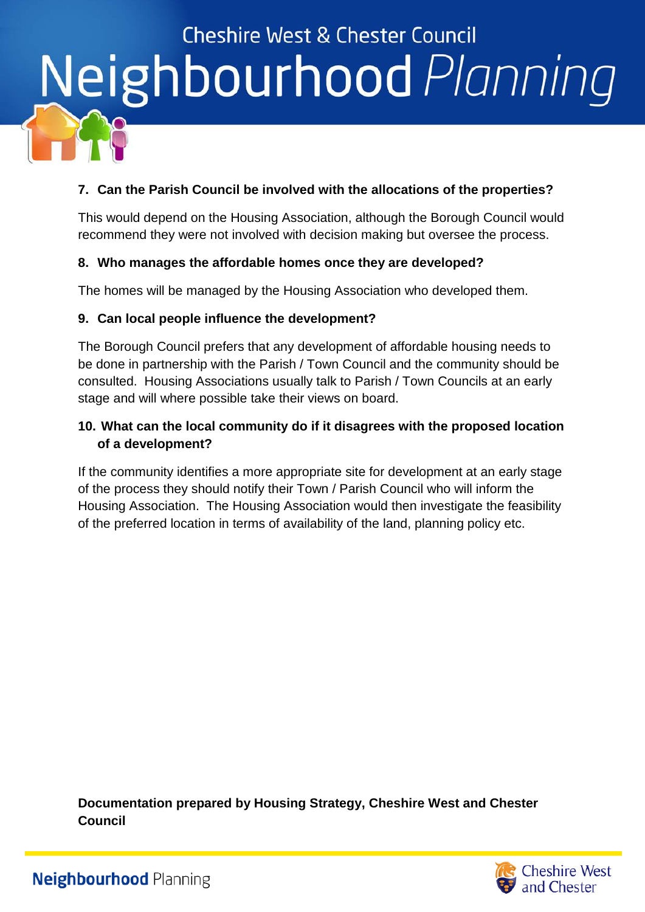**7. Can the Parish Council be involved with the allocations of the properties?**

This would depend on the Housing Association, although the Borough Council would recommend they were not involved with decision making but oversee the process.

**8. Who manages the affordable homes once they are developed?**

The homes will be managed by the Housing Association who developed them.

**9. Can local people influence the development?**

The Borough Council prefers that any development of affordable housing needs to be done in partnership with the Parish / Town Council and the community should be consulted. Housing Associations usually talk to Parish / Town Councils at an early stage and will where possible take their views on board.

**10. What can the local community do if it disagrees with the proposed location of a development?**

If the community identifies a more appropriate site for development at an early stage of the process they should notify their Town / Parish Council who will inform the Housing Association. The Housing Association would then investigate the feasibility of the preferred location in terms of availability of the land, planning policy etc.

**Documentation prepared by Housing Strategy, Cheshire West and Chester Council**